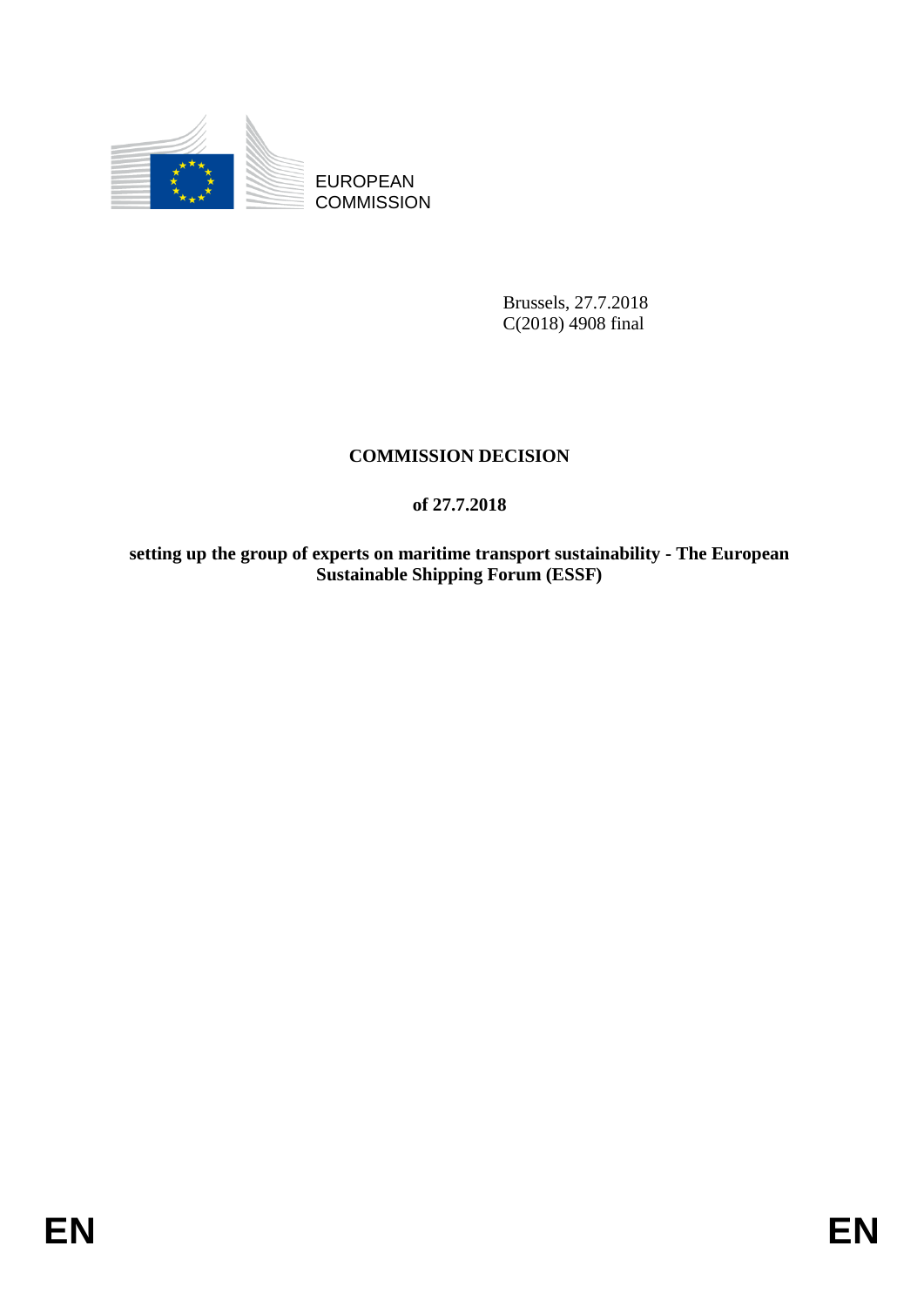EUROPEAN COMMISSION

Brussels, 27.7.2018
C(2018) 4908 final

# COMMISSION DECISION

**of 27.7.2018**

**setting up the group of experts on maritime transport sustainability - The European Sustainable Shipping Forum (ESSF)**

EN EN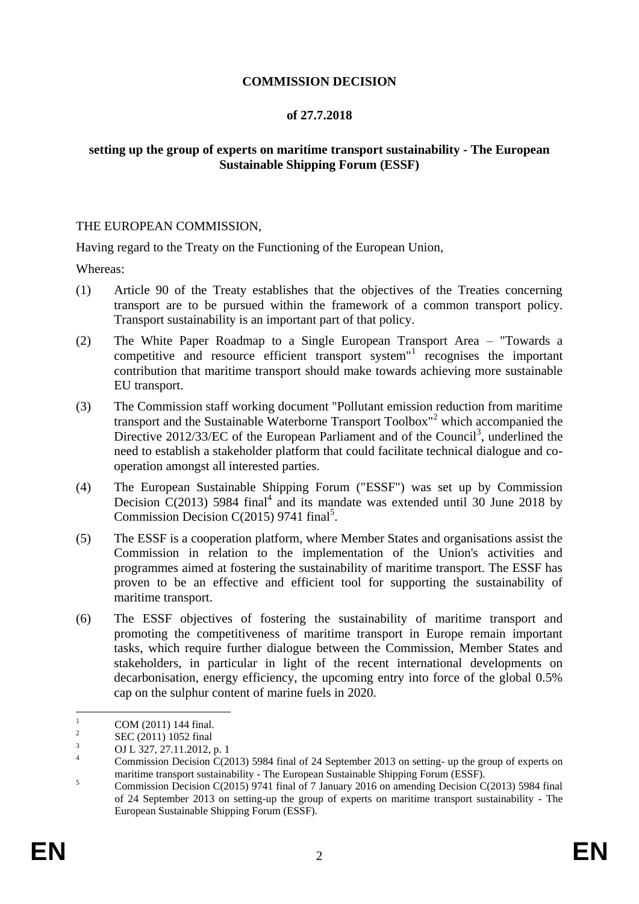**COMMISSION DECISION**

**of 27.7.2018**

**setting up the group of experts on maritime transport sustainability - The European Sustainable Shipping Forum (ESSF)**

THE EUROPEAN COMMISSION,

Having regard to the Treaty on the Functioning of the European Union,

Whereas:

(1) Article 90 of the Treaty establishes that the objectives of the Treaties concerning transport are to be pursued within the framework of a common transport policy. Transport sustainability is an important part of that policy.

(2) The White Paper Roadmap to a Single European Transport Area – "Towards a competitive and resource efficient transport system"[1] recognises the important contribution that maritime transport should make towards achieving more sustainable EU transport.

(3) The Commission staff working document "Pollutant emission reduction from maritime transport and the Sustainable Waterborne Transport Toolbox"[2] which accompanied the Directive 2012/33/EC of the European Parliament and of the Council[3], underlined the need to establish a stakeholder platform that could facilitate technical dialogue and co-operation amongst all interested parties.

(4) The European Sustainable Shipping Forum ("ESSF") was set up by Commission Decision C(2013) 5984 final[4] and its mandate was extended until 30 June 2018 by Commission Decision C(2015) 9741 final[5].

(5) The ESSF is a cooperation platform, where Member States and organisations assist the Commission in relation to the implementation of the Union's activities and programmes aimed at fostering the sustainability of maritime transport. The ESSF has proven to be an effective and efficient tool for supporting the sustainability of maritime transport.

(6) The ESSF objectives of fostering the sustainability of maritime transport and promoting the competitiveness of maritime transport in Europe remain important tasks, which require further dialogue between the Commission, Member States and stakeholders, in particular in light of the recent international developments on decarbonisation, energy efficiency, the upcoming entry into force of the global 0.5% cap on the sulphur content of marine fuels in 2020.

---

[1] COM (2011) 144 final.

[2] SEC (2011) 1052 final

[3] OJ L 327, 27.11.2012, p. 1

[4] Commission Decision C(2013) 5984 final of 24 September 2013 on setting- up the group of experts on maritime transport sustainability - The European Sustainable Shipping Forum (ESSF).

[5] Commission Decision C(2015) 9741 final of 7 January 2016 on amending Decision C(2013) 5984 final of 24 September 2013 on setting-up the group of experts on maritime transport sustainability - The European Sustainable Shipping Forum (ESSF).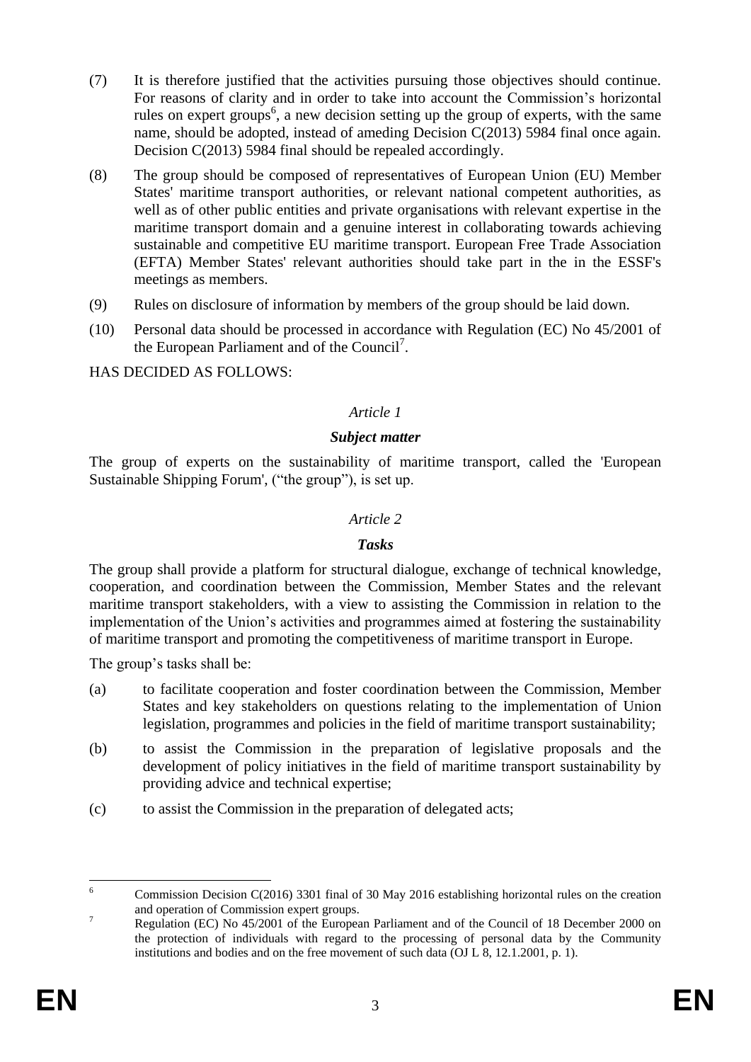(7) It is therefore justified that the activities pursuing those objectives should continue. For reasons of clarity and in order to take into account the Commission's horizontal rules on expert groups[6], a new decision setting up the group of experts, with the same name, should be adopted, instead of ameding Decision C(2013) 5984 final once again. Decision C(2013) 5984 final should be repealed accordingly.

(8) The group should be composed of representatives of European Union (EU) Member States' maritime transport authorities, or relevant national competent authorities, as well as of other public entities and private organisations with relevant expertise in the maritime transport domain and a genuine interest in collaborating towards achieving sustainable and competitive EU maritime transport. European Free Trade Association (EFTA) Member States' relevant authorities should take part in the in the ESSF's meetings as members.

(9) Rules on disclosure of information by members of the group should be laid down.

(10) Personal data should be processed in accordance with Regulation (EC) No 45/2001 of the European Parliament and of the Council[7].

HAS DECIDED AS FOLLOWS:

*Article 1*

***Subject matter***

The group of experts on the sustainability of maritime transport, called the 'European Sustainable Shipping Forum', ("the group"), is set up.

*Article 2*

***Tasks***

The group shall provide a platform for structural dialogue, exchange of technical knowledge, cooperation, and coordination between the Commission, Member States and the relevant maritime transport stakeholders, with a view to assisting the Commission in relation to the implementation of the Union's activities and programmes aimed at fostering the sustainability of maritime transport and promoting the competitiveness of maritime transport in Europe.

The group's tasks shall be:

(a) to facilitate cooperation and foster coordination between the Commission, Member States and key stakeholders on questions relating to the implementation of Union legislation, programmes and policies in the field of maritime transport sustainability;

(b) to assist the Commission in the preparation of legislative proposals and the development of policy initiatives in the field of maritime transport sustainability by providing advice and technical expertise;

(c) to assist the Commission in the preparation of delegated acts;

---

[6] Commission Decision C(2016) 3301 final of 30 May 2016 establishing horizontal rules on the creation and operation of Commission expert groups.

[7] Regulation (EC) No 45/2001 of the European Parliament and of the Council of 18 December 2000 on the protection of individuals with regard to the processing of personal data by the Community institutions and bodies and on the free movement of such data (OJ L 8, 12.1.2001, p. 1).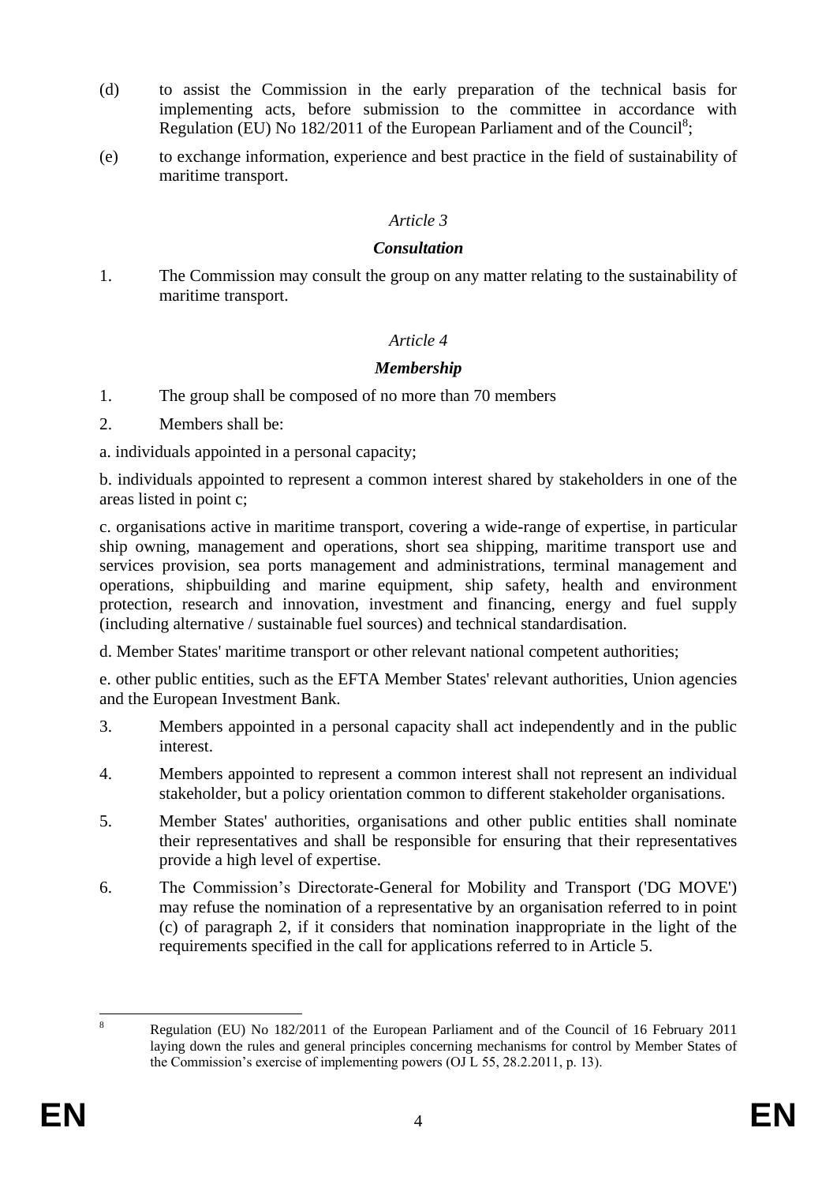(d) to assist the Commission in the early preparation of the technical basis for implementing acts, before submission to the committee in accordance with Regulation (EU) No 182/2011 of the European Parliament and of the Council[8];

(e) to exchange information, experience and best practice in the field of sustainability of maritime transport.

*Article 3*

***Consultation***

1. The Commission may consult the group on any matter relating to the sustainability of maritime transport.

*Article 4*

***Membership***

1. The group shall be composed of no more than 70 members

2. Members shall be:

a. individuals appointed in a personal capacity;

b. individuals appointed to represent a common interest shared by stakeholders in one of the areas listed in point c;

c. organisations active in maritime transport, covering a wide-range of expertise, in particular ship owning, management and operations, short sea shipping, maritime transport use and services provision, sea ports management and administrations, terminal management and operations, shipbuilding and marine equipment, ship safety, health and environment protection, research and innovation, investment and financing, energy and fuel supply (including alternative / sustainable fuel sources) and technical standardisation.

d. Member States' maritime transport or other relevant national competent authorities;

e. other public entities, such as the EFTA Member States' relevant authorities, Union agencies and the European Investment Bank.

3. Members appointed in a personal capacity shall act independently and in the public interest.

4. Members appointed to represent a common interest shall not represent an individual stakeholder, but a policy orientation common to different stakeholder organisations.

5. Member States' authorities, organisations and other public entities shall nominate their representatives and shall be responsible for ensuring that their representatives provide a high level of expertise.

6. The Commission's Directorate-General for Mobility and Transport ('DG MOVE') may refuse the nomination of a representative by an organisation referred to in point (c) of paragraph 2, if it considers that nomination inappropriate in the light of the requirements specified in the call for applications referred to in Article 5.

---

[8] Regulation (EU) No 182/2011 of the European Parliament and of the Council of 16 February 2011 laying down the rules and general principles concerning mechanisms for control by Member States of the Commission's exercise of implementing powers (OJ L 55, 28.2.2011, p. 13).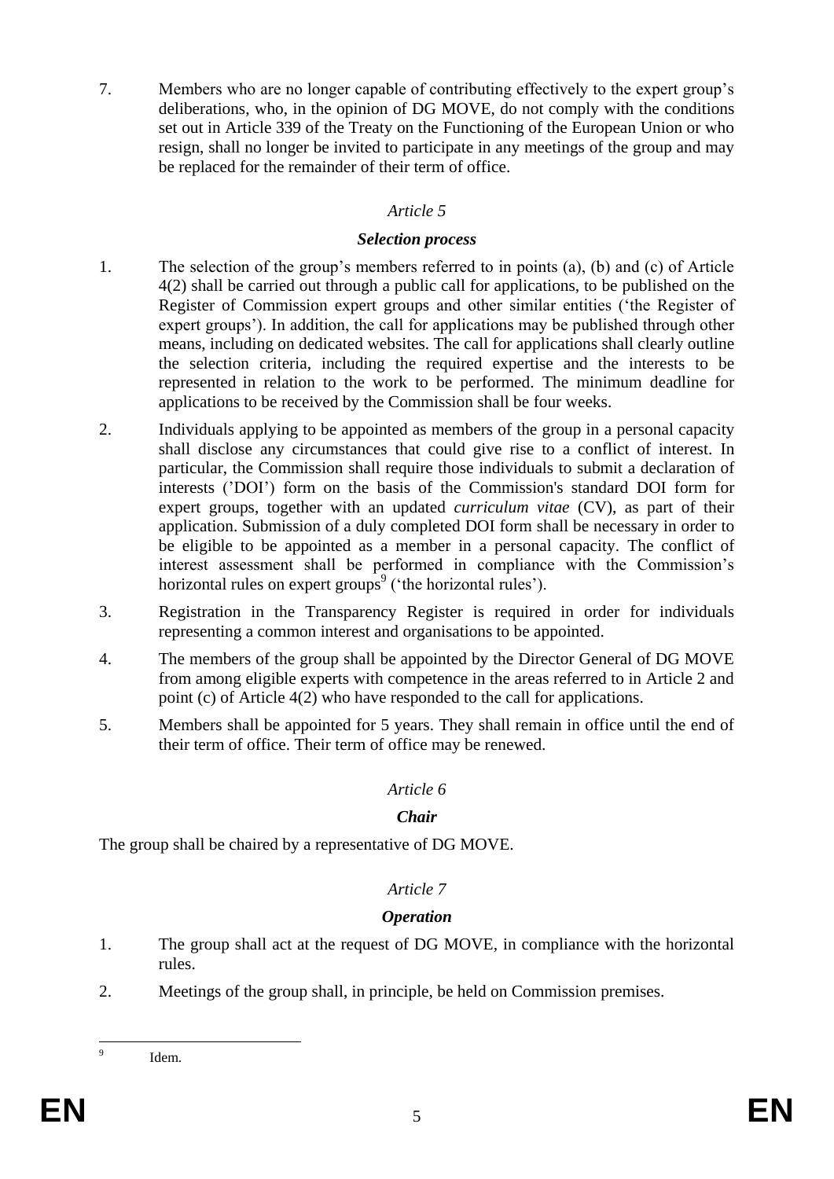7. Members who are no longer capable of contributing effectively to the expert group's deliberations, who, in the opinion of DG MOVE, do not comply with the conditions set out in Article 339 of the Treaty on the Functioning of the European Union or who resign, shall no longer be invited to participate in any meetings of the group and may be replaced for the remainder of their term of office.

*Article 5*

***Selection process***

1. The selection of the group's members referred to in points (a), (b) and (c) of Article 4(2) shall be carried out through a public call for applications, to be published on the Register of Commission expert groups and other similar entities ('the Register of expert groups'). In addition, the call for applications may be published through other means, including on dedicated websites. The call for applications shall clearly outline the selection criteria, including the required expertise and the interests to be represented in relation to the work to be performed. The minimum deadline for applications to be received by the Commission shall be four weeks.

2. Individuals applying to be appointed as members of the group in a personal capacity shall disclose any circumstances that could give rise to a conflict of interest. In particular, the Commission shall require those individuals to submit a declaration of interests ('DOI') form on the basis of the Commission's standard DOI form for expert groups, together with an updated *curriculum vitae* (CV), as part of their application. Submission of a duly completed DOI form shall be necessary in order to be eligible to be appointed as a member in a personal capacity. The conflict of interest assessment shall be performed in compliance with the Commission's horizontal rules on expert groups[9] ('the horizontal rules').

3. Registration in the Transparency Register is required in order for individuals representing a common interest and organisations to be appointed.

4. The members of the group shall be appointed by the Director General of DG MOVE from among eligible experts with competence in the areas referred to in Article 2 and point (c) of Article 4(2) who have responded to the call for applications.

5. Members shall be appointed for 5 years. They shall remain in office until the end of their term of office. Their term of office may be renewed.

*Article 6*

***Chair***

The group shall be chaired by a representative of DG MOVE.

*Article 7*

***Operation***

1. The group shall act at the request of DG MOVE, in compliance with the horizontal rules.

2. Meetings of the group shall, in principle, be held on Commission premises.

---

[9] Idem.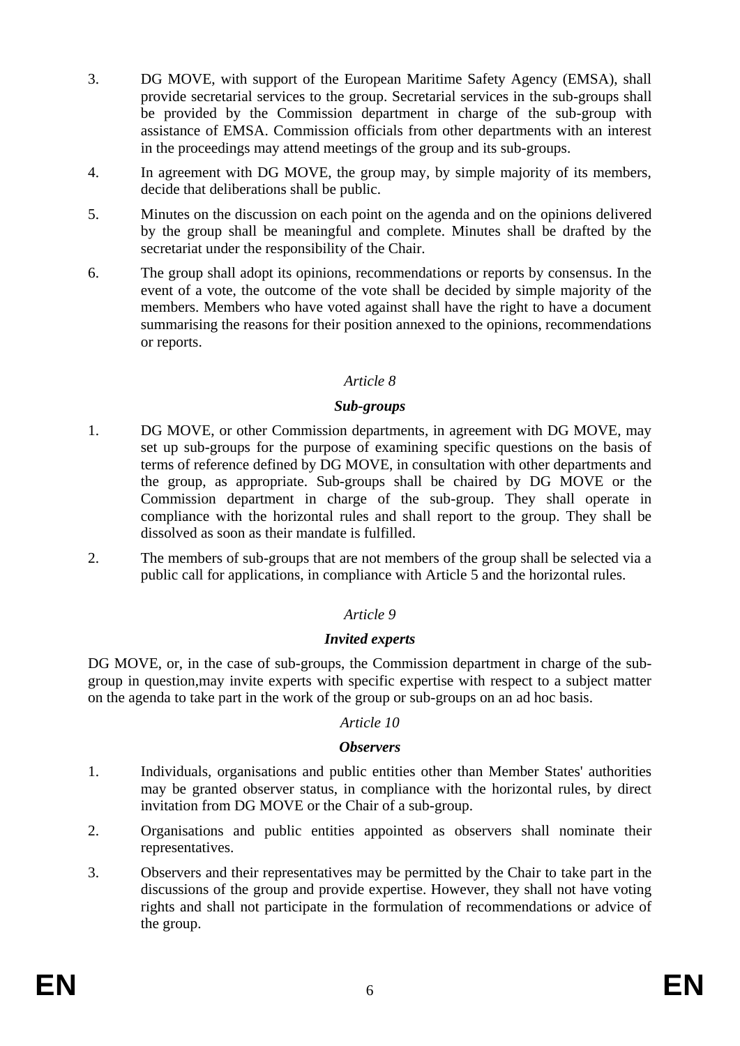3. DG MOVE, with support of the European Maritime Safety Agency (EMSA), shall provide secretarial services to the group. Secretarial services in the sub-groups shall be provided by the Commission department in charge of the sub-group with assistance of EMSA. Commission officials from other departments with an interest in the proceedings may attend meetings of the group and its sub-groups.

4. In agreement with DG MOVE, the group may, by simple majority of its members, decide that deliberations shall be public.

5. Minutes on the discussion on each point on the agenda and on the opinions delivered by the group shall be meaningful and complete. Minutes shall be drafted by the secretariat under the responsibility of the Chair.

6. The group shall adopt its opinions, recommendations or reports by consensus. In the event of a vote, the outcome of the vote shall be decided by simple majority of the members. Members who have voted against shall have the right to have a document summarising the reasons for their position annexed to the opinions, recommendations or reports.

*Article 8*

***Sub-groups***

1. DG MOVE, or other Commission departments, in agreement with DG MOVE, may set up sub-groups for the purpose of examining specific questions on the basis of terms of reference defined by DG MOVE, in consultation with other departments and the group, as appropriate. Sub-groups shall be chaired by DG MOVE or the Commission department in charge of the sub-group. They shall operate in compliance with the horizontal rules and shall report to the group. They shall be dissolved as soon as their mandate is fulfilled.

2. The members of sub-groups that are not members of the group shall be selected via a public call for applications, in compliance with Article 5 and the horizontal rules.

*Article 9*

***Invited experts***

DG MOVE, or, in the case of sub-groups, the Commission department in charge of the sub-group in question,may invite experts with specific expertise with respect to a subject matter on the agenda to take part in the work of the group or sub-groups on an ad hoc basis.

*Article 10*

***Observers***

1. Individuals, organisations and public entities other than Member States' authorities may be granted observer status, in compliance with the horizontal rules, by direct invitation from DG MOVE or the Chair of a sub-group.

2. Organisations and public entities appointed as observers shall nominate their representatives.

3. Observers and their representatives may be permitted by the Chair to take part in the discussions of the group and provide expertise. However, they shall not have voting rights and shall not participate in the formulation of recommendations or advice of the group.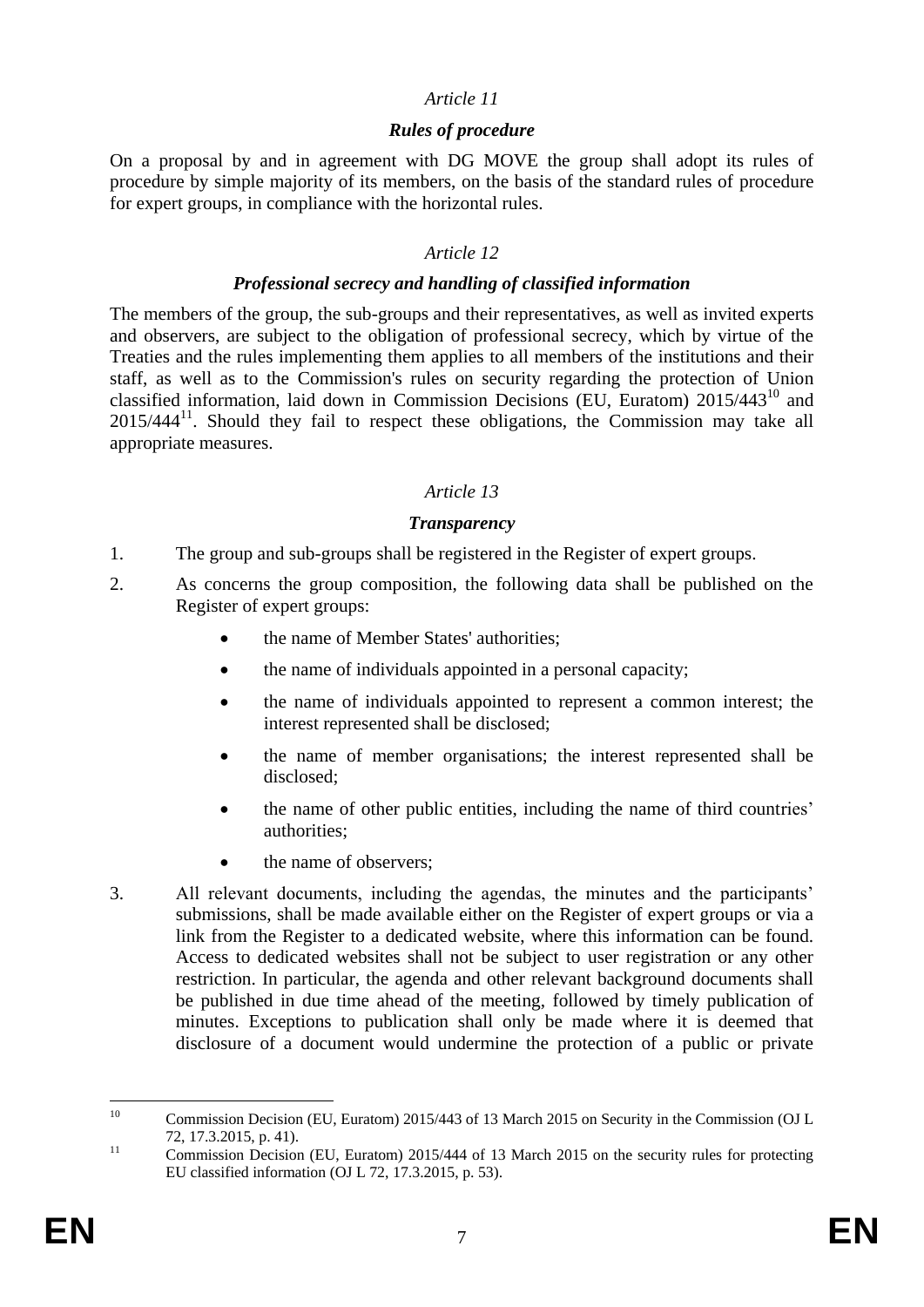*Article 11*

***Rules of procedure***

On a proposal by and in agreement with DG MOVE the group shall adopt its rules of procedure by simple majority of its members, on the basis of the standard rules of procedure for expert groups, in compliance with the horizontal rules.

*Article 12*

***Professional secrecy and handling of classified information***

The members of the group, the sub-groups and their representatives, as well as invited experts and observers, are subject to the obligation of professional secrecy, which by virtue of the Treaties and the rules implementing them applies to all members of the institutions and their staff, as well as to the Commission's rules on security regarding the protection of Union classified information, laid down in Commission Decisions (EU, Euratom) 2015/443[10] and 2015/444[11]. Should they fail to respect these obligations, the Commission may take all appropriate measures.

*Article 13*

***Transparency***

1. The group and sub-groups shall be registered in the Register of expert groups.

2. As concerns the group composition, the following data shall be published on the Register of expert groups:

   - the name of Member States' authorities;
   - the name of individuals appointed in a personal capacity;
   - the name of individuals appointed to represent a common interest; the interest represented shall be disclosed;
   - the name of member organisations; the interest represented shall be disclosed;
   - the name of other public entities, including the name of third countries' authorities;
   - the name of observers;

3. All relevant documents, including the agendas, the minutes and the participants' submissions, shall be made available either on the Register of expert groups or via a link from the Register to a dedicated website, where this information can be found. Access to dedicated websites shall not be subject to user registration or any other restriction. In particular, the agenda and other relevant background documents shall be published in due time ahead of the meeting, followed by timely publication of minutes. Exceptions to publication shall only be made where it is deemed that disclosure of a document would undermine the protection of a public or private

---

[10] Commission Decision (EU, Euratom) 2015/443 of 13 March 2015 on Security in the Commission (OJ L 72, 17.3.2015, p. 41).

[11] Commission Decision (EU, Euratom) 2015/444 of 13 March 2015 on the security rules for protecting EU classified information (OJ L 72, 17.3.2015, p. 53).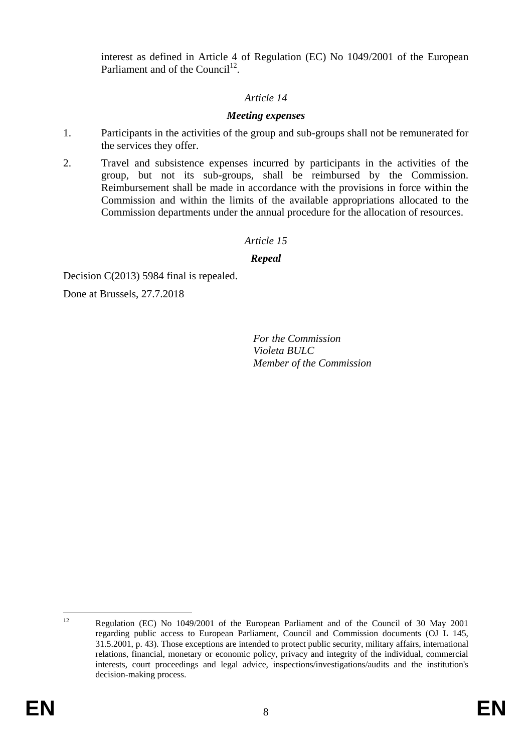interest as defined in Article 4 of Regulation (EC) No 1049/2001 of the European Parliament and of the Council[12].

*Article 14*

***Meeting expenses***

1. Participants in the activities of the group and sub-groups shall not be remunerated for the services they offer.
2. Travel and subsistence expenses incurred by participants in the activities of the group, but not its sub-groups, shall be reimbursed by the Commission. Reimbursement shall be made in accordance with the provisions in force within the Commission and within the limits of the available appropriations allocated to the Commission departments under the annual procedure for the allocation of resources.

*Article 15*

***Repeal***

Decision C(2013) 5984 final is repealed.

Done at Brussels, 27.7.2018

*For the Commission*
*Violeta BULC*
*Member of the Commission*

---

[12] Regulation (EC) No 1049/2001 of the European Parliament and of the Council of 30 May 2001 regarding public access to European Parliament, Council and Commission documents (OJ L 145, 31.5.2001, p. 43). Those exceptions are intended to protect public security, military affairs, international relations, financial, monetary or economic policy, privacy and integrity of the individual, commercial interests, court proceedings and legal advice, inspections/investigations/audits and the institution's decision-making process.